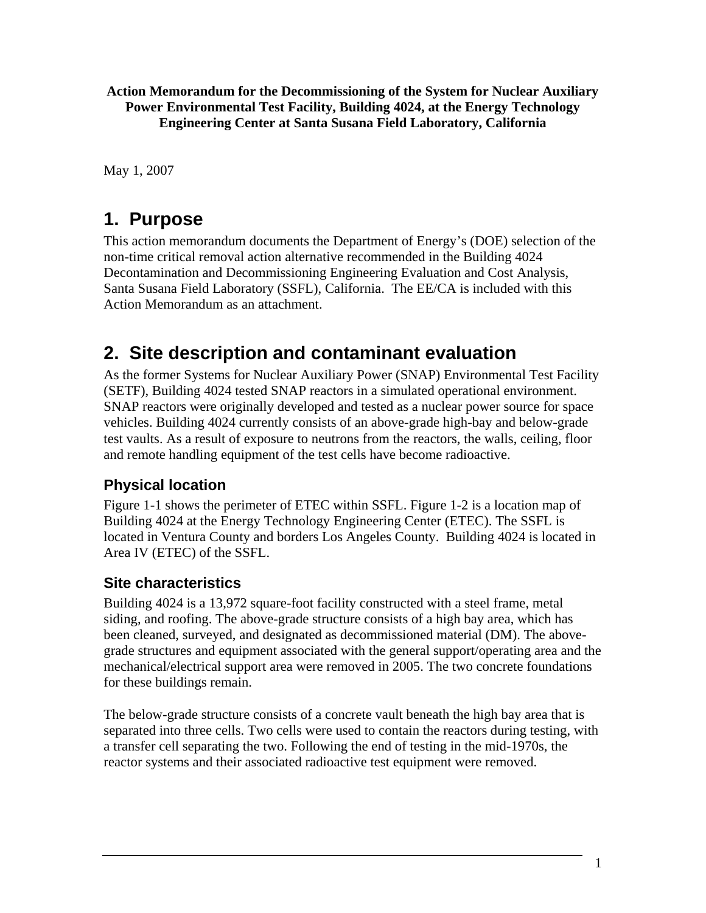**Action Memorandum for the Decommissioning of the System for Nuclear Auxiliary Power Environmental Test Facility, Building 4024, at the Energy Technology Engineering Center at Santa Susana Field Laboratory, California**

May 1, 2007

# 1. Purpose

This action memorandum documents the Department of Energy's (DOE) selection of the non-time critical removal action alternative recommended in the Building 4024 Decontamination and Decommissioning Engineering Evaluation and Cost Analysis, Santa Susana Field Laboratory (SSFL), California. The EE/CA is included with this Action Memorandum as an attachment.

# 2. Site description and contaminant evaluation

As the former Systems for Nuclear Auxiliary Power (SNAP) Environmental Test Facility (SETF), Building 4024 tested SNAP reactors in a simulated operational environment. SNAP reactors were originally developed and tested as a nuclear power source for space vehicles. Building 4024 currently consists of an above-grade high-bay and below-grade test vaults. As a result of exposure to neutrons from the reactors, the walls, ceiling, floor and remote handling equipment of the test cells have become radioactive.

## Physical location

Figure 1-1 shows the perimeter of ETEC within SSFL. Figure 1-2 is a location map of Building 4024 at the Energy Technology Engineering Center (ETEC). The SSFL is located in Ventura County and borders Los Angeles County. Building 4024 is located in Area IV (ETEC) of the SSFL.

## Site characteristics

Building 4024 is a 13,972 square-foot facility constructed with a steel frame, metal siding, and roofing. The above-grade structure consists of a high bay area, which has been cleaned, surveyed, and designated as decommissioned material (DM). The above-grade structures and equipment associated with the general support/operating area and the mechanical/electrical support area were removed in 2005. The two concrete foundations for these buildings remain.

The below-grade structure consists of a concrete vault beneath the high bay area that is separated into three cells. Two cells were used to contain the reactors during testing, with a transfer cell separating the two. Following the end of testing in the mid-1970s, the reactor systems and their associated radioactive test equipment were removed.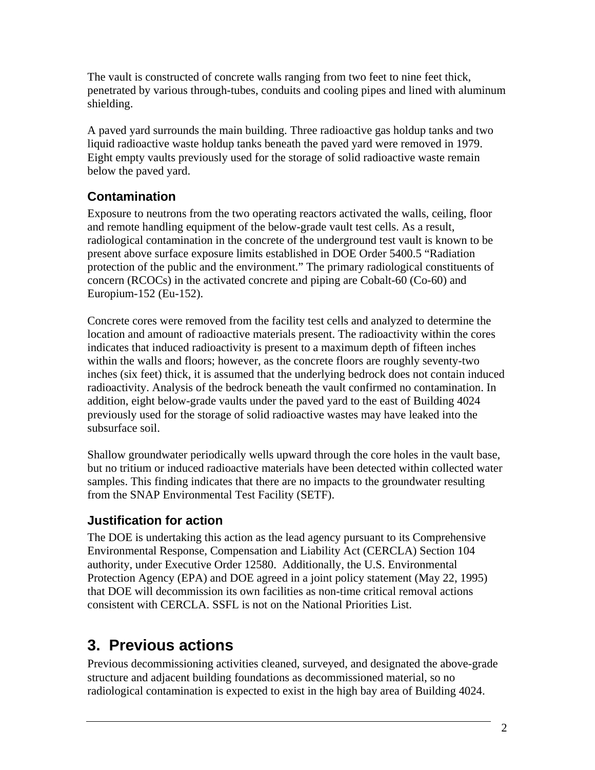The vault is constructed of concrete walls ranging from two feet to nine feet thick, penetrated by various through-tubes, conduits and cooling pipes and lined with aluminum shielding.

A paved yard surrounds the main building. Three radioactive gas holdup tanks and two liquid radioactive waste holdup tanks beneath the paved yard were removed in 1979. Eight empty vaults previously used for the storage of solid radioactive waste remain below the paved yard.

## Contamination

Exposure to neutrons from the two operating reactors activated the walls, ceiling, floor and remote handling equipment of the below-grade vault test cells. As a result, radiological contamination in the concrete of the underground test vault is known to be present above surface exposure limits established in DOE Order 5400.5 "Radiation protection of the public and the environment." The primary radiological constituents of concern (RCOCs) in the activated concrete and piping are Cobalt-60 (Co-60) and Europium-152 (Eu-152).

Concrete cores were removed from the facility test cells and analyzed to determine the location and amount of radioactive materials present. The radioactivity within the cores indicates that induced radioactivity is present to a maximum depth of fifteen inches within the walls and floors; however, as the concrete floors are roughly seventy-two inches (six feet) thick, it is assumed that the underlying bedrock does not contain induced radioactivity. Analysis of the bedrock beneath the vault confirmed no contamination. In addition, eight below-grade vaults under the paved yard to the east of Building 4024 previously used for the storage of solid radioactive wastes may have leaked into the subsurface soil.

Shallow groundwater periodically wells upward through the core holes in the vault base, but no tritium or induced radioactive materials have been detected within collected water samples. This finding indicates that there are no impacts to the groundwater resulting from the SNAP Environmental Test Facility (SETF).

## Justification for action

The DOE is undertaking this action as the lead agency pursuant to its Comprehensive Environmental Response, Compensation and Liability Act (CERCLA) Section 104 authority, under Executive Order 12580. Additionally, the U.S. Environmental Protection Agency (EPA) and DOE agreed in a joint policy statement (May 22, 1995) that DOE will decommission its own facilities as non-time critical removal actions consistent with CERCLA. SSFL is not on the National Priorities List.

# 3. Previous actions

Previous decommissioning activities cleaned, surveyed, and designated the above-grade structure and adjacent building foundations as decommissioned material, so no radiological contamination is expected to exist in the high bay area of Building 4024.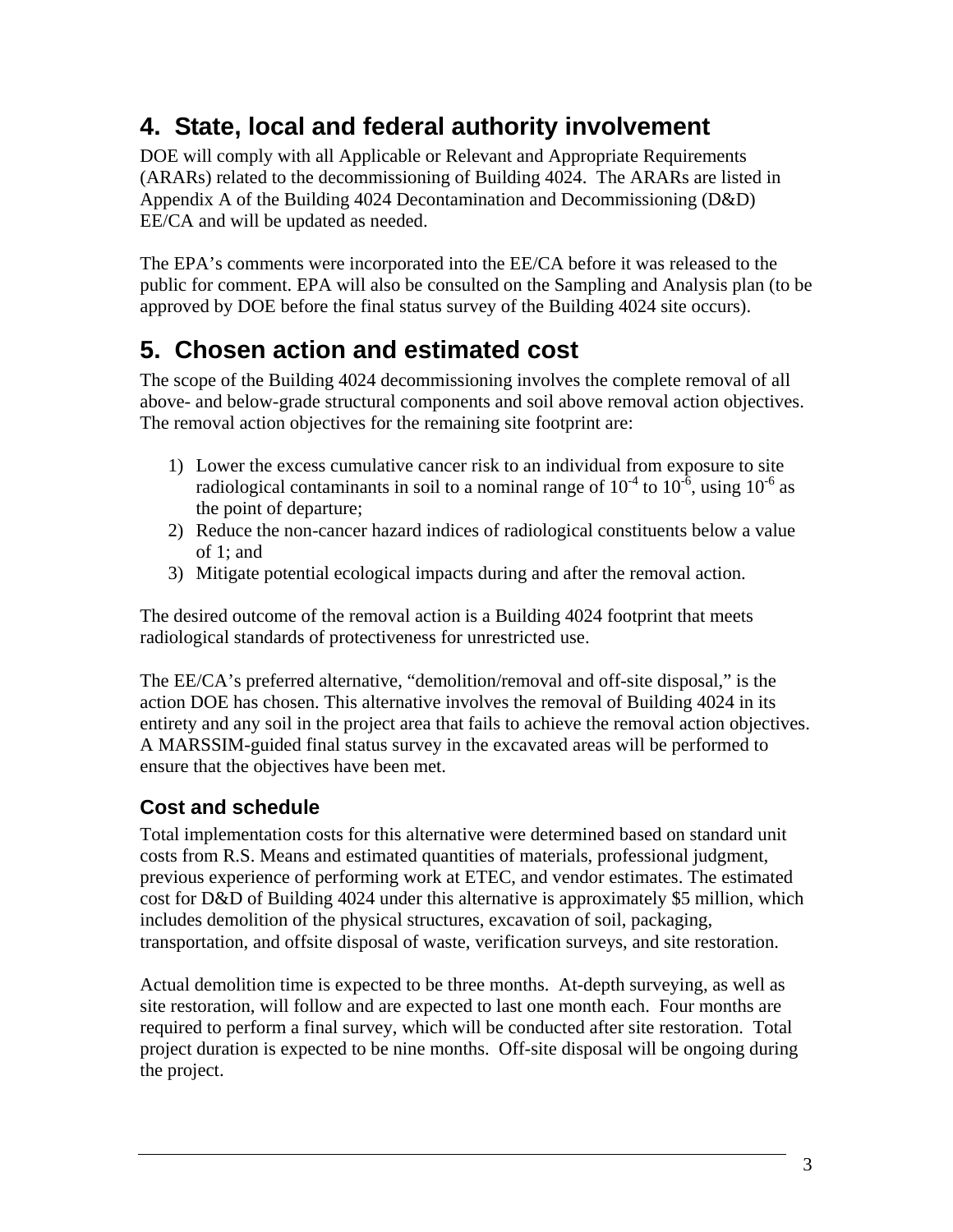## 4. State, local and federal authority involvement

DOE will comply with all Applicable or Relevant and Appropriate Requirements (ARARs) related to the decommissioning of Building 4024. The ARARs are listed in Appendix A of the Building 4024 Decontamination and Decommissioning (D&D) EE/CA and will be updated as needed.

The EPA's comments were incorporated into the EE/CA before it was released to the public for comment. EPA will also be consulted on the Sampling and Analysis plan (to be approved by DOE before the final status survey of the Building 4024 site occurs).

## 5. Chosen action and estimated cost

The scope of the Building 4024 decommissioning involves the complete removal of all above- and below-grade structural components and soil above removal action objectives. The removal action objectives for the remaining site footprint are:

1) Lower the excess cumulative cancer risk to an individual from exposure to site radiological contaminants in soil to a nominal range of $10^{-4}$ to $10^{-6}$, using $10^{-6}$ as the point of departure;
2) Reduce the non-cancer hazard indices of radiological constituents below a value of 1; and
3) Mitigate potential ecological impacts during and after the removal action.

The desired outcome of the removal action is a Building 4024 footprint that meets radiological standards of protectiveness for unrestricted use.

The EE/CA's preferred alternative, "demolition/removal and off-site disposal," is the action DOE has chosen. This alternative involves the removal of Building 4024 in its entirety and any soil in the project area that fails to achieve the removal action objectives. A MARSSIM-guided final status survey in the excavated areas will be performed to ensure that the objectives have been met.

### Cost and schedule

Total implementation costs for this alternative were determined based on standard unit costs from R.S. Means and estimated quantities of materials, professional judgment, previous experience of performing work at ETEC, and vendor estimates. The estimated cost for D&D of Building 4024 under this alternative is approximately $5 million, which includes demolition of the physical structures, excavation of soil, packaging, transportation, and offsite disposal of waste, verification surveys, and site restoration.

Actual demolition time is expected to be three months. At-depth surveying, as well as site restoration, will follow and are expected to last one month each. Four months are required to perform a final survey, which will be conducted after site restoration. Total project duration is expected to be nine months. Off-site disposal will be ongoing during the project.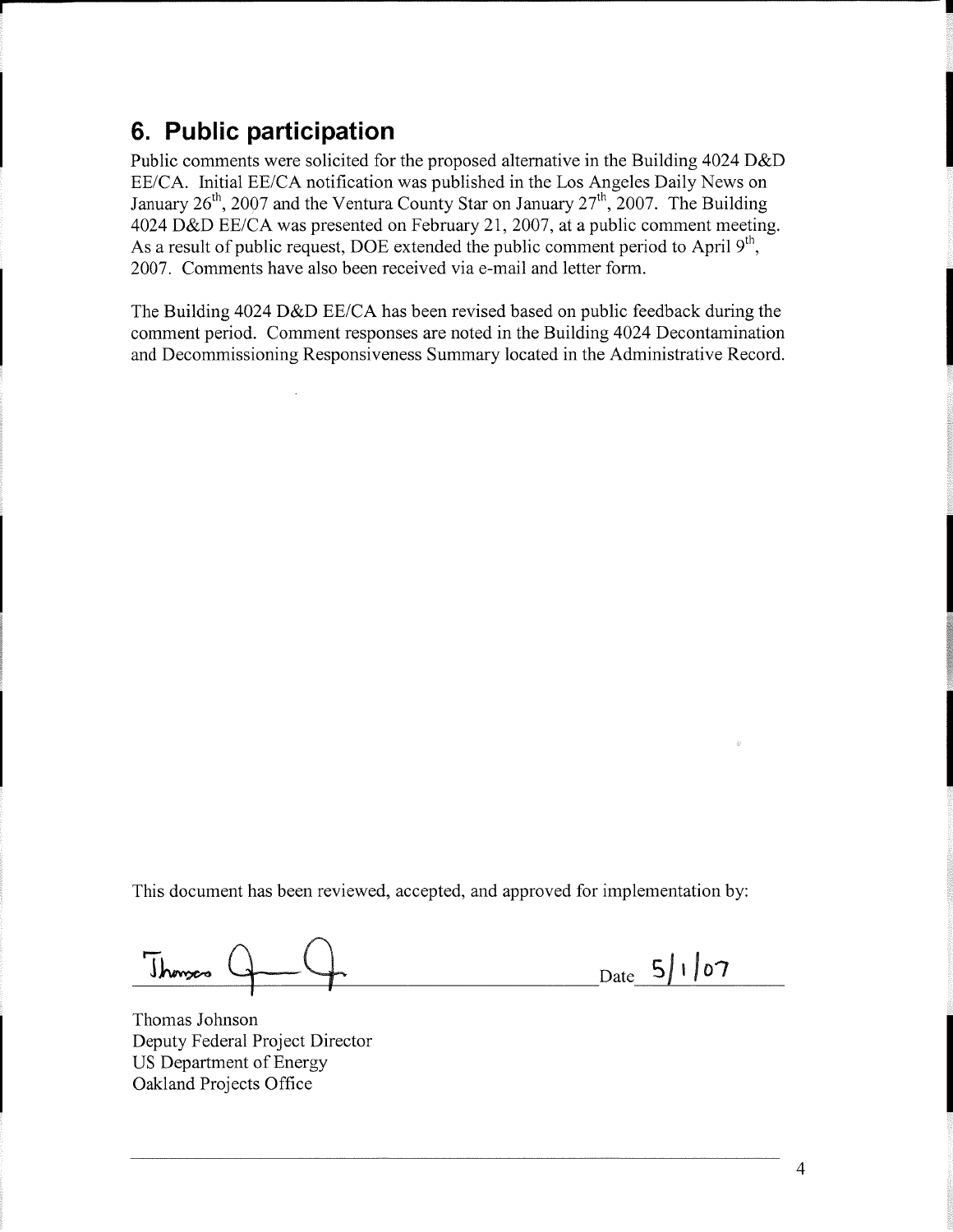## 6. Public participation

Public comments were solicited for the proposed alternative in the Building 4024 D&D EE/CA. Initial EE/CA notification was published in the Los Angeles Daily News on January 26th, 2007 and the Ventura County Star on January 27th, 2007. The Building 4024 D&D EE/CA was presented on February 21, 2007, at a public comment meeting. As a result of public request, DOE extended the public comment period to April 9th, 2007. Comments have also been received via e-mail and letter form.

The Building 4024 D&D EE/CA has been revised based on public feedback during the comment period. Comment responses are noted in the Building 4024 Decontamination and Decommissioning Responsiveness Summary located in the Administrative Record.

This document has been reviewed, accepted, and approved for implementation by:

Thomas Johnson (signature) Date 5/1/07

Thomas Johnson
Deputy Federal Project Director
US Department of Energy
Oakland Projects Office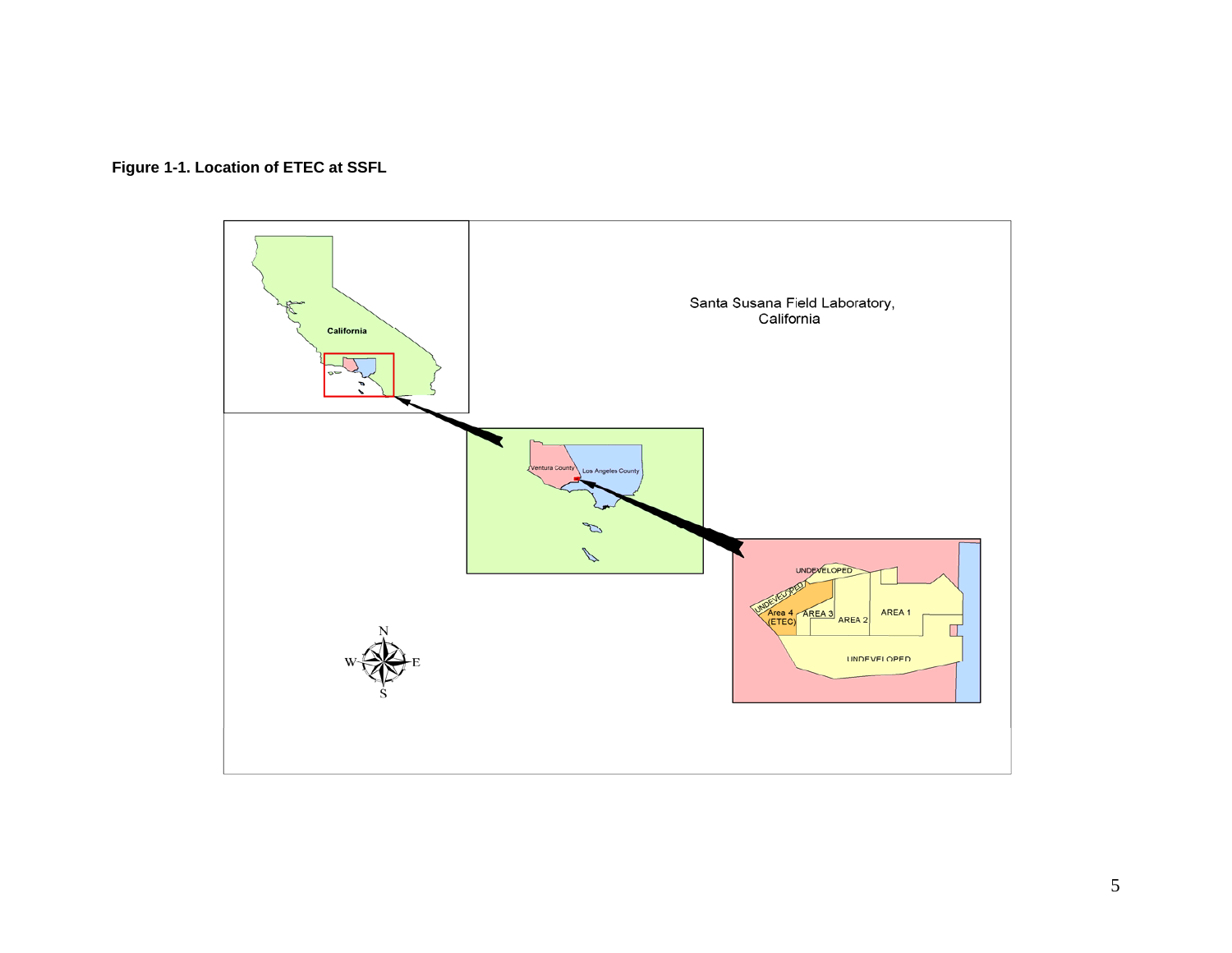**Figure 1-1. Location of ETEC at SSFL**

Santa Susana Field Laboratory, California

California

Ventura County

Los Angeles County

UNDEVELOPED

UNDEVELOPED

Area 4 (ETEC)

AREA 3

AREA 2

AREA 1

UNDEVELOPED

N

W

E

S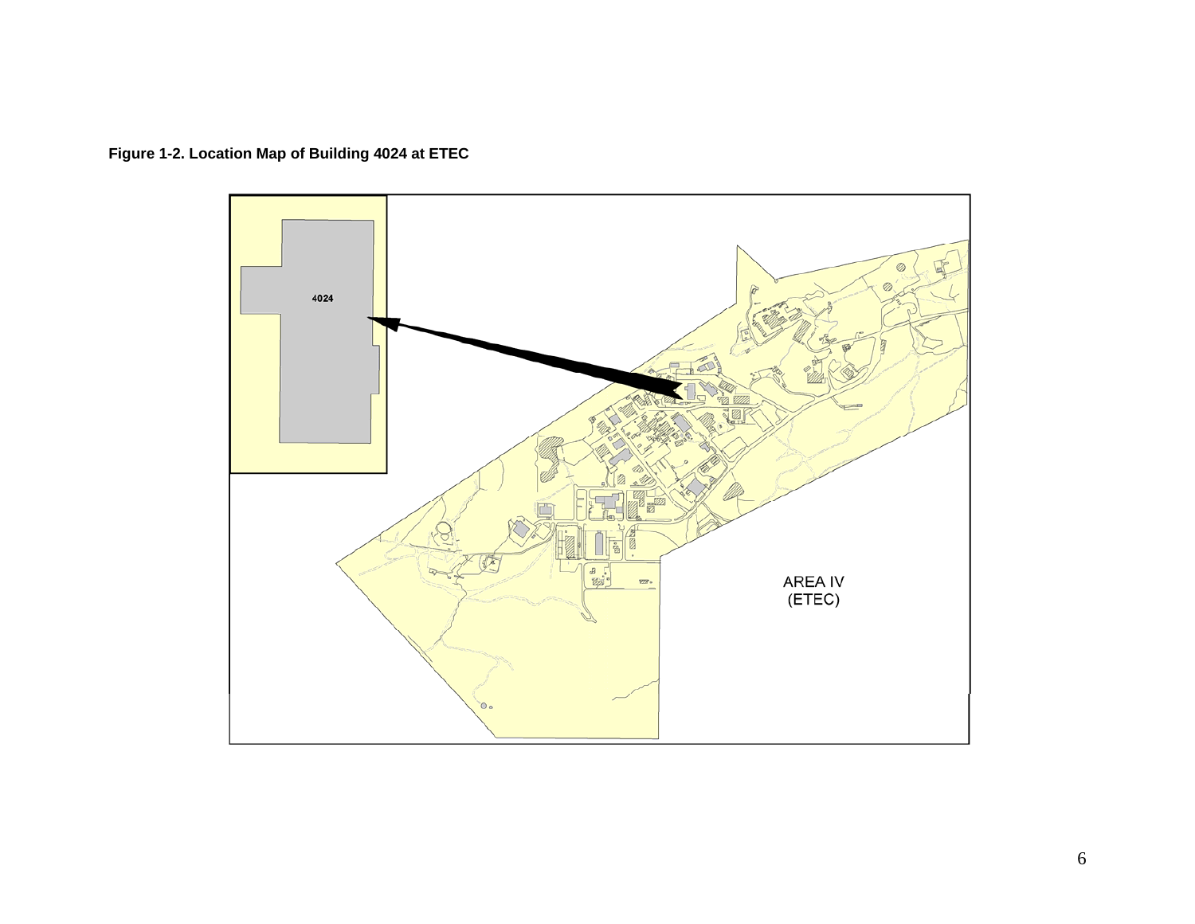**Figure 1-2. Location Map of Building 4024 at ETEC**

4024

AREA IV
(ETEC)